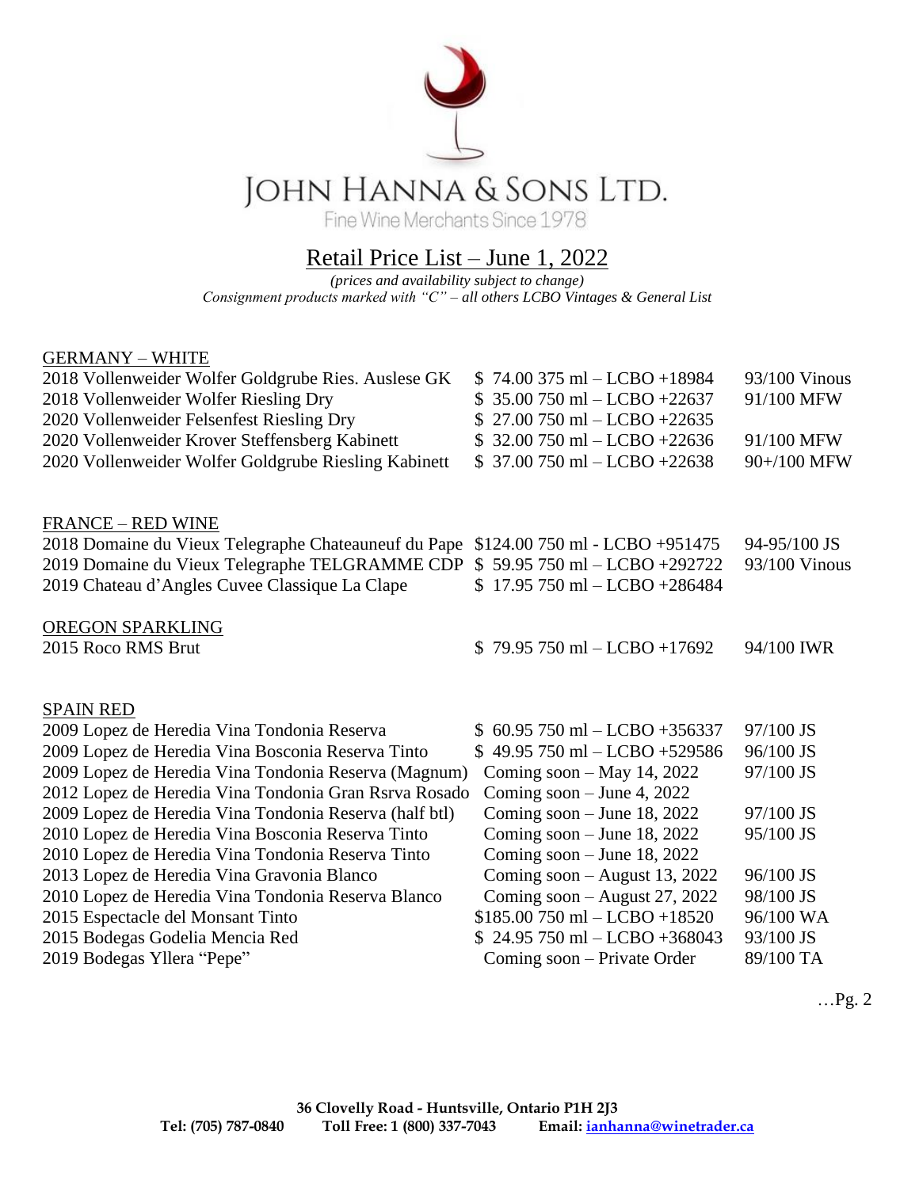# JOHN HANNA & SONS LTD.

Fine Wine Merchants Since 1978

## Retail Price List – June 1, 2022

*(prices and availability subject to change)*

*Consignment products marked with "C" – all others LCBO Vintages & General List*

### GERMANY – WHITE

| Wine | Price | Rating |
|---|---|---|
| 2018 Vollenweider Wolfer Goldgrube Ries. Auslese GK | $ 74.00 375 ml – LCBO +18984 | 93/100 Vinous |
| 2018 Vollenweider Wolfer Riesling Dry | $ 35.00 750 ml – LCBO +22637 | 91/100 MFW |
| 2020 Vollenweider Felsenfest Riesling Dry | $ 27.00 750 ml – LCBO +22635 | |
| 2020 Vollenweider Krover Steffensberg Kabinett | $ 32.00 750 ml – LCBO +22636 | 91/100 MFW |
| 2020 Vollenweider Wolfer Goldgrube Riesling Kabinett | $ 37.00 750 ml – LCBO +22638 | 90+/100 MFW |

### FRANCE – RED WINE

| Wine | Price | Rating |
|---|---|---|
| 2018 Domaine du Vieux Telegraphe Chateauneuf du Pape | $124.00 750 ml - LCBO +951475 | 94-95/100 JS |
| 2019 Domaine du Vieux Telegraphe TELGRAMME CDP | $ 59.95 750 ml – LCBO +292722 | 93/100 Vinous |
| 2019 Chateau d'Angles Cuvee Classique La Clape | $ 17.95 750 ml – LCBO +286484 | |

### OREGON SPARKLING

| Wine | Price | Rating |
|---|---|---|
| 2015 Roco RMS Brut | $ 79.95 750 ml – LCBO +17692 | 94/100 IWR |

### SPAIN RED

| Wine | Price | Rating |
|---|---|---|
| 2009 Lopez de Heredia Vina Tondonia Reserva | $ 60.95 750 ml – LCBO +356337 | 97/100 JS |
| 2009 Lopez de Heredia Vina Bosconia Reserva Tinto | $ 49.95 750 ml – LCBO +529586 | 96/100 JS |
| 2009 Lopez de Heredia Vina Tondonia Reserva (Magnum) | Coming soon – May 14, 2022 | 97/100 JS |
| 2012 Lopez de Heredia Vina Tondonia Gran Rsrva Rosado | Coming soon – June 4, 2022 | |
| 2009 Lopez de Heredia Vina Tondonia Reserva (half btl) | Coming soon – June 18, 2022 | 97/100 JS |
| 2010 Lopez de Heredia Vina Bosconia Reserva Tinto | Coming soon – June 18, 2022 | 95/100 JS |
| 2010 Lopez de Heredia Vina Tondonia Reserva Tinto | Coming soon – June 18, 2022 | |
| 2013 Lopez de Heredia Vina Gravonia Blanco | Coming soon – August 13, 2022 | 96/100 JS |
| 2010 Lopez de Heredia Vina Tondonia Reserva Blanco | Coming soon – August 27, 2022 | 98/100 JS |
| 2015 Espectacle del Monsant Tinto | $185.00 750 ml – LCBO +18520 | 96/100 WA |
| 2015 Bodegas Godelia Mencia Red | $ 24.95 750 ml – LCBO +368043 | 93/100 JS |
| 2019 Bodegas Yllera "Pepe" | Coming soon – Private Order | 89/100 TA |

…Pg. 2

**36 Clovelly Road - Huntsville, Ontario P1H 2J3**

**Tel: (705) 787-0840 Toll Free: 1 (800) 337-7043 Email: ianhanna@winetrader.ca**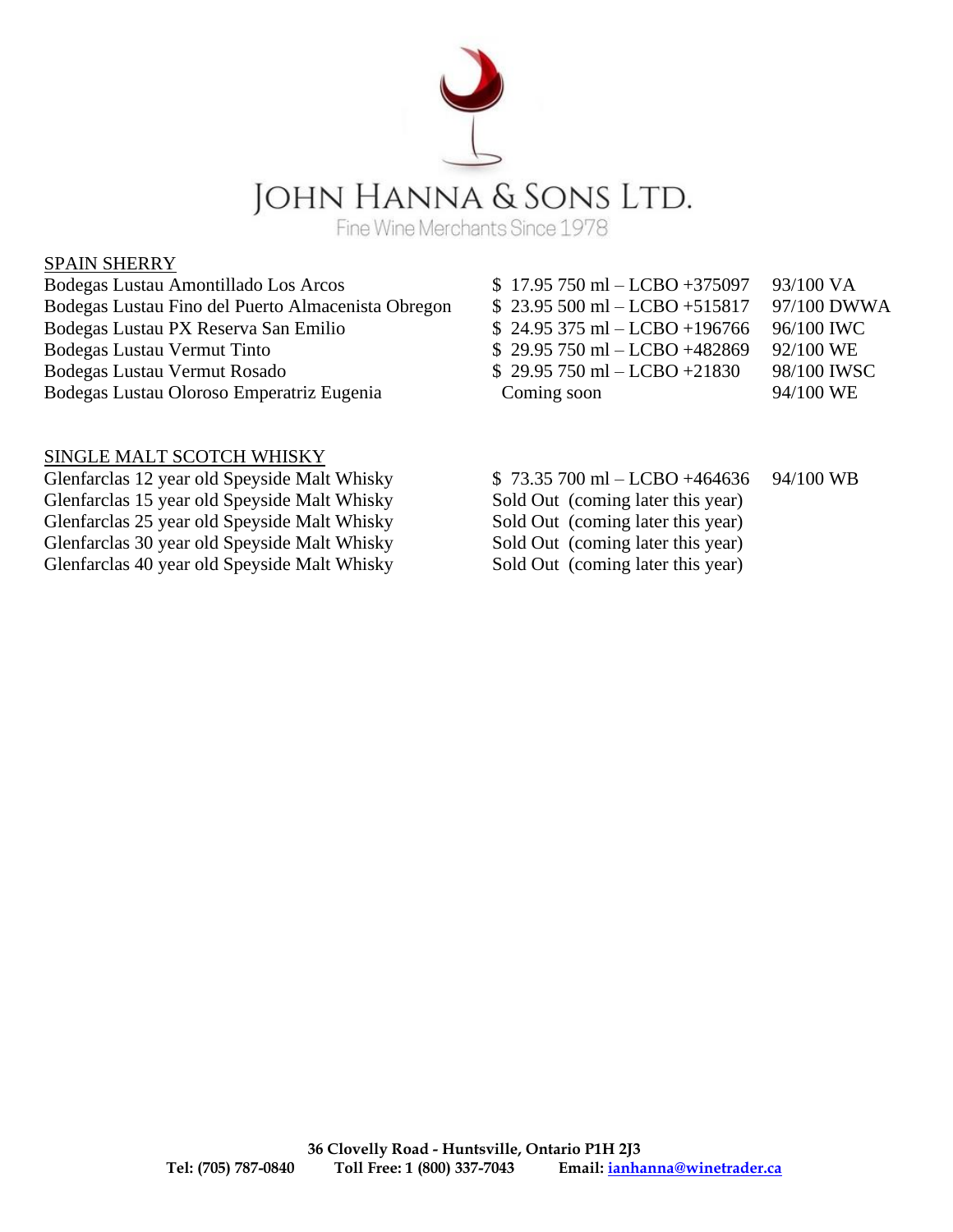# JOHN HANNA & SONS LTD.

Fine Wine Merchants Since 1978

## SPAIN SHERRY

| | | |
|---|---|---|
| Bodegas Lustau Amontillado Los Arcos | $ 17.95 750 ml – LCBO +375097 | 93/100 VA |
| Bodegas Lustau Fino del Puerto Almacenista Obregon | $ 23.95 500 ml – LCBO +515817 | 97/100 DWWA |
| Bodegas Lustau PX Reserva San Emilio | $ 24.95 375 ml – LCBO +196766 | 96/100 IWC |
| Bodegas Lustau Vermut Tinto | $ 29.95 750 ml – LCBO +482869 | 92/100 WE |
| Bodegas Lustau Vermut Rosado | $ 29.95 750 ml – LCBO +21830 | 98/100 IWSC |
| Bodegas Lustau Oloroso Emperatriz Eugenia | Coming soon | 94/100 WE |

## SINGLE MALT SCOTCH WHISKY

| | | |
|---|---|---|
| Glenfarclas 12 year old Speyside Malt Whisky | $ 73.35 700 ml – LCBO +464636 | 94/100 WB |
| Glenfarclas 15 year old Speyside Malt Whisky | Sold Out (coming later this year) | |
| Glenfarclas 25 year old Speyside Malt Whisky | Sold Out (coming later this year) | |
| Glenfarclas 30 year old Speyside Malt Whisky | Sold Out (coming later this year) | |
| Glenfarclas 40 year old Speyside Malt Whisky | Sold Out (coming later this year) | |

**36 Clovelly Road - Huntsville, Ontario P1H 2J3**
**Tel: (705) 787-0840 Toll Free: 1 (800) 337-7043 Email: ianhanna@winetrader.ca**